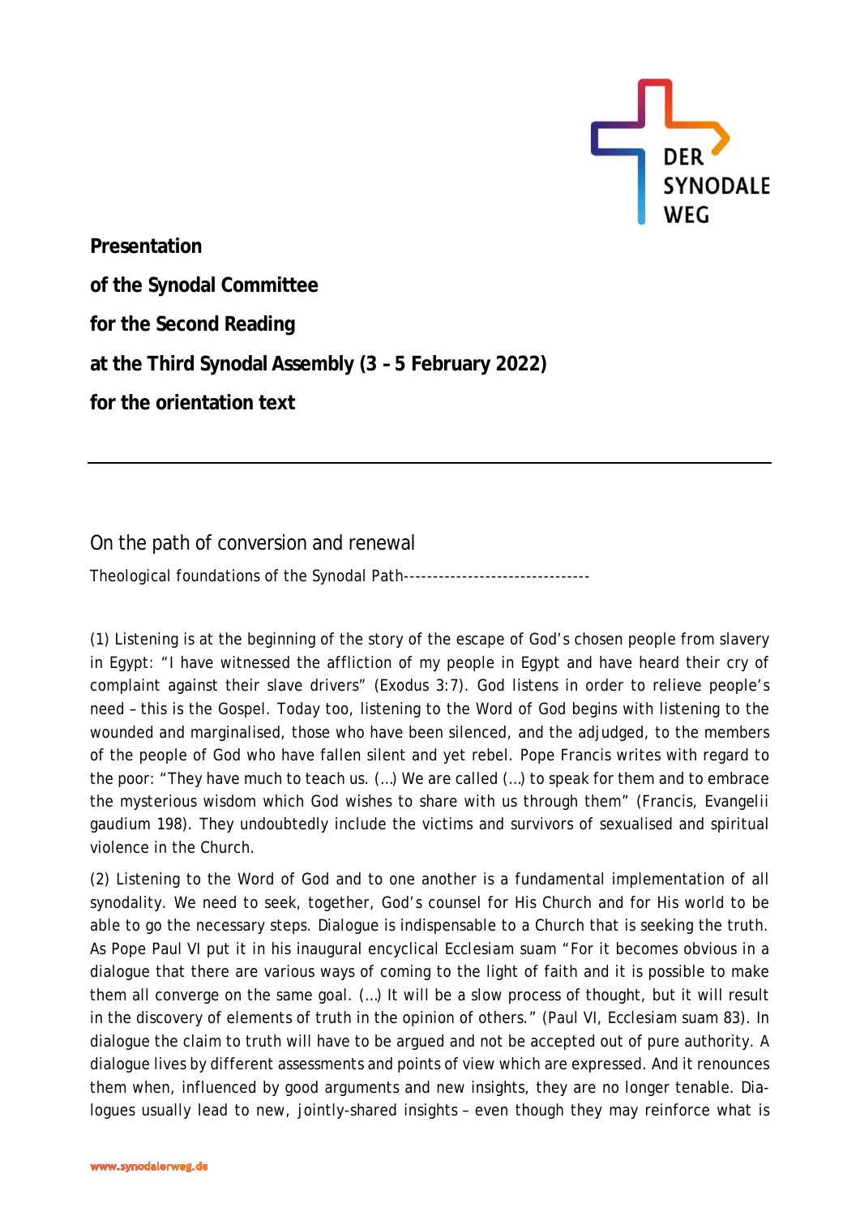**Presentation**

**of the Synodal Committee**

**for the Second Reading**

**at the Third Synodal Assembly (3 – 5 February 2022)**

**for the orientation text**

---

## On the path of conversion and renewal

Theological foundations of the Synodal Path--------------------------------

(1) Listening is at the beginning of the story of the escape of God's chosen people from slavery in Egypt: "I have witnessed the affliction of my people in Egypt and have heard their cry of complaint against their slave drivers" (Exodus 3:7). God listens in order to relieve people's need – this is the Gospel. Today too, listening to the Word of God begins with listening to the wounded and marginalised, those who have been silenced, and the adjudged, to the members of the people of God who have fallen silent and yet rebel. Pope Francis writes with regard to the poor: "They have much to teach us. (…) We are called (…) to speak for them and to embrace the mysterious wisdom which God wishes to share with us through them" (Francis, Evangelii gaudium 198). They undoubtedly include the victims and survivors of sexualised and spiritual violence in the Church.

(2) Listening to the Word of God and to one another is a fundamental implementation of all synodality. We need to seek, together, God's counsel for His Church and for His world to be able to go the necessary steps. Dialogue is indispensable to a Church that is seeking the truth. As Pope Paul VI put it in his inaugural encyclical Ecclesiam suam "For it becomes obvious in a dialogue that there are various ways of coming to the light of faith and it is possible to make them all converge on the same goal. (…) It will be a slow process of thought, but it will result in the discovery of elements of truth in the opinion of others." (Paul VI, Ecclesiam suam 83). In dialogue the claim to truth will have to be argued and not be accepted out of pure authority. A dialogue lives by different assessments and points of view which are expressed. And it renounces them when, influenced by good arguments and new insights, they are no longer tenable. Dialogues usually lead to new, jointly-shared insights – even though they may reinforce what is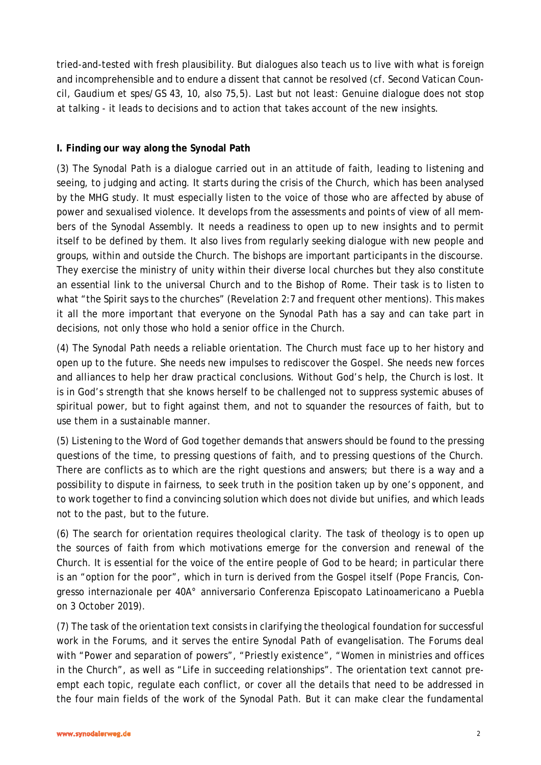tried-and-tested with fresh plausibility. But dialogues also teach us to live with what is foreign and incomprehensible and to endure a dissent that cannot be resolved (cf. Second Vatican Council, Gaudium et spes/GS 43, 10, also 75,5). Last but not least: Genuine dialogue does not stop at talking - it leads to decisions and to action that takes account of the new insights.

## I. Finding our way along the Synodal Path

(3) The Synodal Path is a dialogue carried out in an attitude of faith, leading to listening and seeing, to judging and acting. It starts during the crisis of the Church, which has been analysed by the MHG study. It must especially listen to the voice of those who are affected by abuse of power and sexualised violence. It develops from the assessments and points of view of all members of the Synodal Assembly. It needs a readiness to open up to new insights and to permit itself to be defined by them. It also lives from regularly seeking dialogue with new people and groups, within and outside the Church. The bishops are important participants in the discourse. They exercise the ministry of unity within their diverse local churches but they also constitute an essential link to the universal Church and to the Bishop of Rome. Their task is to listen to what "the Spirit says to the churches" (Revelation 2:7 and frequent other mentions). This makes it all the more important that everyone on the Synodal Path has a say and can take part in decisions, not only those who hold a senior office in the Church.

(4) The Synodal Path needs a reliable orientation. The Church must face up to her history and open up to the future. She needs new impulses to rediscover the Gospel. She needs new forces and alliances to help her draw practical conclusions. Without God's help, the Church is lost. It is in God's strength that she knows herself to be challenged not to suppress systemic abuses of spiritual power, but to fight against them, and not to squander the resources of faith, but to use them in a sustainable manner.

(5) Listening to the Word of God together demands that answers should be found to the pressing questions of the time, to pressing questions of faith, and to pressing questions of the Church. There are conflicts as to which are the right questions and answers; but there is a way and a possibility to dispute in fairness, to seek truth in the position taken up by one's opponent, and to work together to find a convincing solution which does not divide but unifies, and which leads not to the past, but to the future.

(6) The search for orientation requires theological clarity. The task of theology is to open up the sources of faith from which motivations emerge for the conversion and renewal of the Church. It is essential for the voice of the entire people of God to be heard; in particular there is an "option for the poor", which in turn is derived from the Gospel itself (Pope Francis, Congresso internazionale per 40A° anniversario Conferenza Episcopato Latinoamericano a Puebla on 3 October 2019).

(7) The task of the orientation text consists in clarifying the theological foundation for successful work in the Forums, and it serves the entire Synodal Path of evangelisation. The Forums deal with "Power and separation of powers", "Priestly existence", "Women in ministries and offices in the Church", as well as "Life in succeeding relationships". The orientation text cannot preempt each topic, regulate each conflict, or cover all the details that need to be addressed in the four main fields of the work of the Synodal Path. But it can make clear the fundamental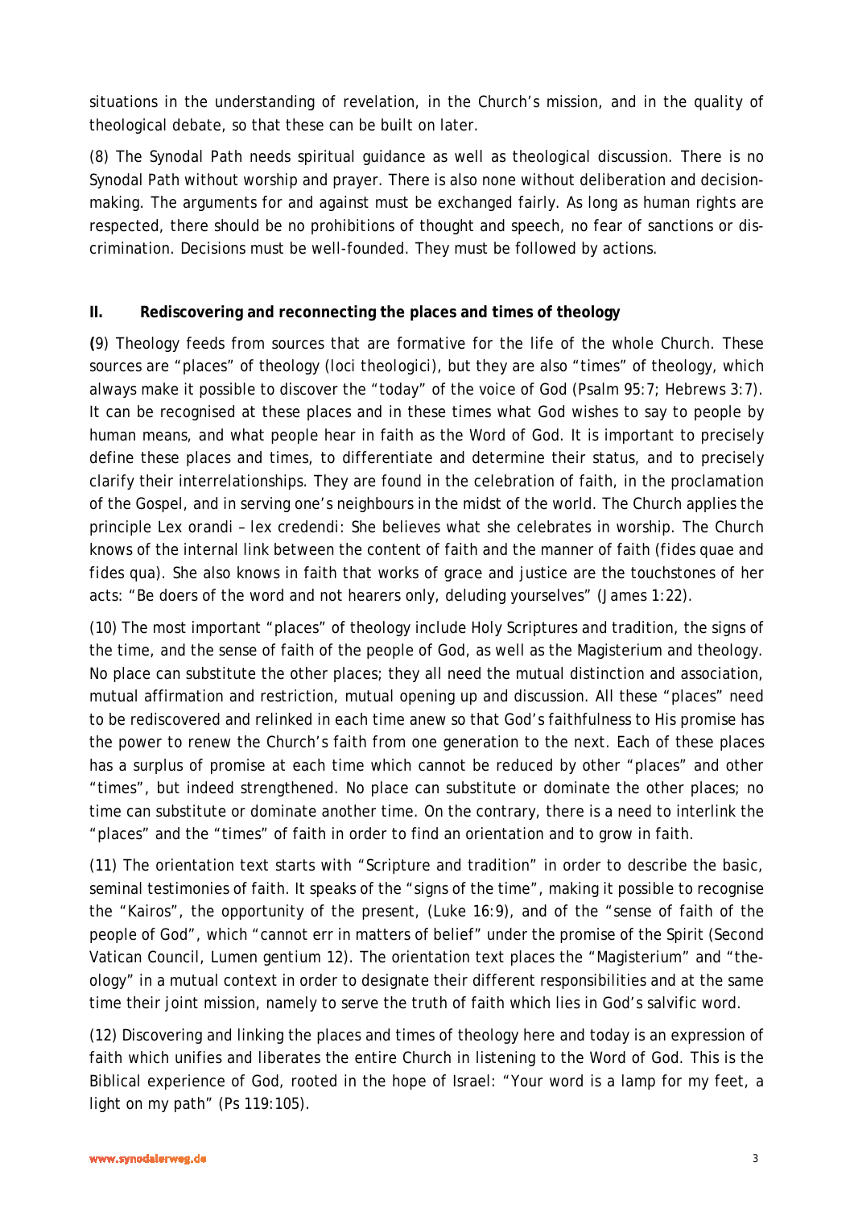situations in the understanding of revelation, in the Church's mission, and in the quality of theological debate, so that these can be built on later.

(8) The Synodal Path needs spiritual guidance as well as theological discussion. There is no Synodal Path without worship and prayer. There is also none without deliberation and decision-making. The arguments for and against must be exchanged fairly. As long as human rights are respected, there should be no prohibitions of thought and speech, no fear of sanctions or discrimination. Decisions must be well-founded. They must be followed by actions.

## II. Rediscovering and reconnecting the places and times of theology

(9) Theology feeds from sources that are formative for the life of the whole Church. These sources are "places" of theology (*loci theologici*), but they are also "times" of theology, which always make it possible to discover the "today" of the voice of God (Psalm 95:7; Hebrews 3:7). It can be recognised at these places and in these times what God wishes to say to people by human means, and what people hear in faith as the Word of God. It is important to precisely define these places and times, to differentiate and determine their status, and to precisely clarify their interrelationships. They are found in the celebration of faith, in the proclamation of the Gospel, and in serving one's neighbours in the midst of the world. The Church applies the principle Lex orandi – lex credendi: She believes what she celebrates in worship. The Church knows of the internal link between the content of faith and the manner of faith (*fides quae* and *fides qua*). She also knows in faith that works of grace and justice are the touchstones of her acts: "Be doers of the word and not hearers only, deluding yourselves" (James 1:22).

(10) The most important "places" of theology include Holy Scriptures and tradition, the signs of the time, and the sense of faith of the people of God, as well as the Magisterium and theology. No place can substitute the other places; they all need the mutual distinction and association, mutual affirmation and restriction, mutual opening up and discussion. All these "places" need to be rediscovered and relinked in each time anew so that God's faithfulness to His promise has the power to renew the Church's faith from one generation to the next. Each of these places has a surplus of promise at each time which cannot be reduced by other "places" and other "times", but indeed strengthened. No place can substitute or dominate the other places; no time can substitute or dominate another time. On the contrary, there is a need to interlink the "places" and the "times" of faith in order to find an orientation and to grow in faith.

(11) The orientation text starts with "Scripture and tradition" in order to describe the basic, seminal testimonies of faith. It speaks of the "signs of the time", making it possible to recognise the "Kairos", the opportunity of the present, (Luke 16:9), and of the "sense of faith of the people of God", which "cannot err in matters of belief" under the promise of the Spirit (Second Vatican Council, *Lumen gentium* 12). The orientation text places the "Magisterium" and "theology" in a mutual context in order to designate their different responsibilities and at the same time their joint mission, namely to serve the truth of faith which lies in God's salvific word.

(12) Discovering and linking the places and times of theology here and today is an expression of faith which unifies and liberates the entire Church in listening to the Word of God. This is the Biblical experience of God, rooted in the hope of Israel: "Your word is a lamp for my feet, a light on my path" (Ps 119:105).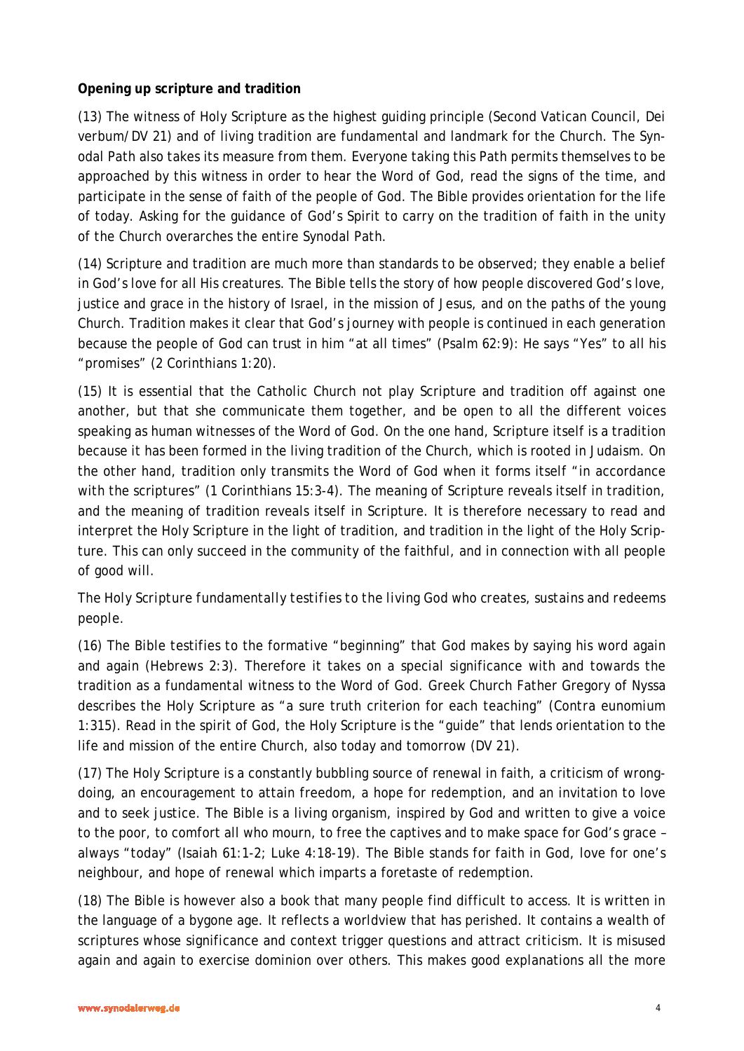**Opening up scripture and tradition**

(13) The witness of Holy Scripture as the highest guiding principle (Second Vatican Council, Dei verbum/DV 21) and of living tradition are fundamental and landmark for the Church. The Synodal Path also takes its measure from them. Everyone taking this Path permits themselves to be approached by this witness in order to hear the Word of God, read the signs of the time, and participate in the sense of faith of the people of God. The Bible provides orientation for the life of today. Asking for the guidance of God's Spirit to carry on the tradition of faith in the unity of the Church overarches the entire Synodal Path.

(14) Scripture and tradition are much more than standards to be observed; they enable a belief in God's love for all His creatures. The Bible tells the story of how people discovered God's love, justice and grace in the history of Israel, in the mission of Jesus, and on the paths of the young Church. Tradition makes it clear that God's journey with people is continued in each generation because the people of God can trust in him "at all times" (Psalm 62:9): He says "Yes" to all his "promises" (2 Corinthians 1:20).

(15) It is essential that the Catholic Church not play Scripture and tradition off against one another, but that she communicate them together, and be open to all the different voices speaking as human witnesses of the Word of God. On the one hand, Scripture itself is a tradition because it has been formed in the living tradition of the Church, which is rooted in Judaism. On the other hand, tradition only transmits the Word of God when it forms itself "in accordance with the scriptures" (1 Corinthians 15:3-4). The meaning of Scripture reveals itself in tradition, and the meaning of tradition reveals itself in Scripture. It is therefore necessary to read and interpret the Holy Scripture in the light of tradition, and tradition in the light of the Holy Scripture. This can only succeed in the community of the faithful, and in connection with all people of good will.

*The Holy Scripture fundamentally testifies to the living God who creates, sustains and redeems people.*

(16) The Bible testifies to the formative "beginning" that God makes by saying his word again and again (Hebrews 2:3). Therefore it takes on a special significance with and towards the tradition as a fundamental witness to the Word of God. Greek Church Father Gregory of Nyssa describes the Holy Scripture as "a sure truth criterion for each teaching" (Contra eunomium 1:315). Read in the spirit of God, the Holy Scripture is the "guide" that lends orientation to the life and mission of the entire Church, also today and tomorrow (DV 21).

(17) The Holy Scripture is a constantly bubbling source of renewal in faith, a criticism of wrongdoing, an encouragement to attain freedom, a hope for redemption, and an invitation to love and to seek justice. The Bible is a living organism, inspired by God and written to give a voice to the poor, to comfort all who mourn, to free the captives and to make space for God's grace – always "today" (Isaiah 61:1-2; Luke 4:18-19). The Bible stands for faith in God, love for one's neighbour, and hope of renewal which imparts a foretaste of redemption.

(18) The Bible is however also a book that many people find difficult to access. It is written in the language of a bygone age. It reflects a worldview that has perished. It contains a wealth of scriptures whose significance and context trigger questions and attract criticism. It is misused again and again to exercise dominion over others. This makes good explanations all the more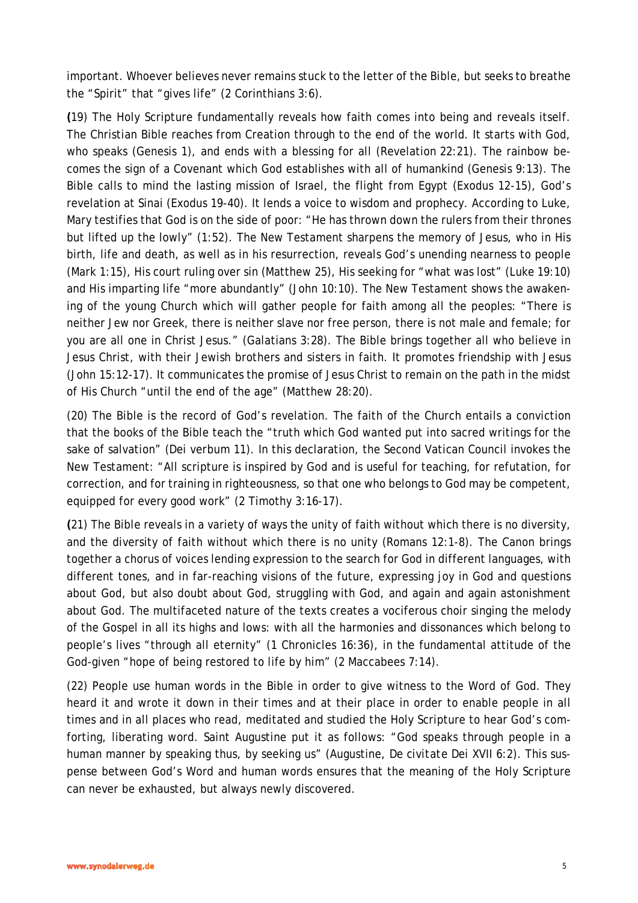important. Whoever believes never remains stuck to the letter of the Bible, but seeks to breathe the "Spirit" that "gives life" (2 Corinthians 3:6).

(19) The Holy Scripture fundamentally reveals how faith comes into being and reveals itself. The Christian Bible reaches from Creation through to the end of the world. It starts with God, who speaks (Genesis 1), and ends with a blessing for all (Revelation 22:21). The rainbow becomes the sign of a Covenant which God establishes with all of humankind (Genesis 9:13). The Bible calls to mind the lasting mission of Israel, the flight from Egypt (Exodus 12-15), God's revelation at Sinai (Exodus 19-40). It lends a voice to wisdom and prophecy. According to Luke, Mary testifies that God is on the side of poor: "He has thrown down the rulers from their thrones but lifted up the lowly" (1:52). The New Testament sharpens the memory of Jesus, who in His birth, life and death, as well as in his resurrection, reveals God's unending nearness to people (Mark 1:15), His court ruling over sin (Matthew 25), His seeking for "what was lost" (Luke 19:10) and His imparting life "more abundantly" (John 10:10). The New Testament shows the awakening of the young Church which will gather people for faith among all the peoples: "There is neither Jew nor Greek, there is neither slave nor free person, there is not male and female; for you are all one in Christ Jesus." (Galatians 3:28). The Bible brings together all who believe in Jesus Christ, with their Jewish brothers and sisters in faith. It promotes friendship with Jesus (John 15:12-17). It communicates the promise of Jesus Christ to remain on the path in the midst of His Church "until the end of the age" (Matthew 28:20).

(20) The Bible is the record of God's revelation. The faith of the Church entails a conviction that the books of the Bible teach the "truth which God wanted put into sacred writings for the sake of salvation" (Dei verbum 11). In this declaration, the Second Vatican Council invokes the New Testament: "All scripture is inspired by God and is useful for teaching, for refutation, for correction, and for training in righteousness, so that one who belongs to God may be competent, equipped for every good work" (2 Timothy 3:16-17).

(21) The Bible reveals in a variety of ways the unity of faith without which there is no diversity, and the diversity of faith without which there is no unity (Romans 12:1-8). The Canon brings together a chorus of voices lending expression to the search for God in different languages, with different tones, and in far-reaching visions of the future, expressing joy in God and questions about God, but also doubt about God, struggling with God, and again and again astonishment about God. The multifaceted nature of the texts creates a vociferous choir singing the melody of the Gospel in all its highs and lows: with all the harmonies and dissonances which belong to people's lives "through all eternity" (1 Chronicles 16:36), in the fundamental attitude of the God-given "hope of being restored to life by him" (2 Maccabees 7:14).

(22) People use human words in the Bible in order to give witness to the Word of God. They heard it and wrote it down in their times and at their place in order to enable people in all times and in all places who read, meditated and studied the Holy Scripture to hear God's comforting, liberating word. Saint Augustine put it as follows: "God speaks through people in a human manner by speaking thus, by seeking us" (Augustine, *De civitate Dei* XVII 6:2). This suspense between God's Word and human words ensures that the meaning of the Holy Scripture can never be exhausted, but always newly discovered.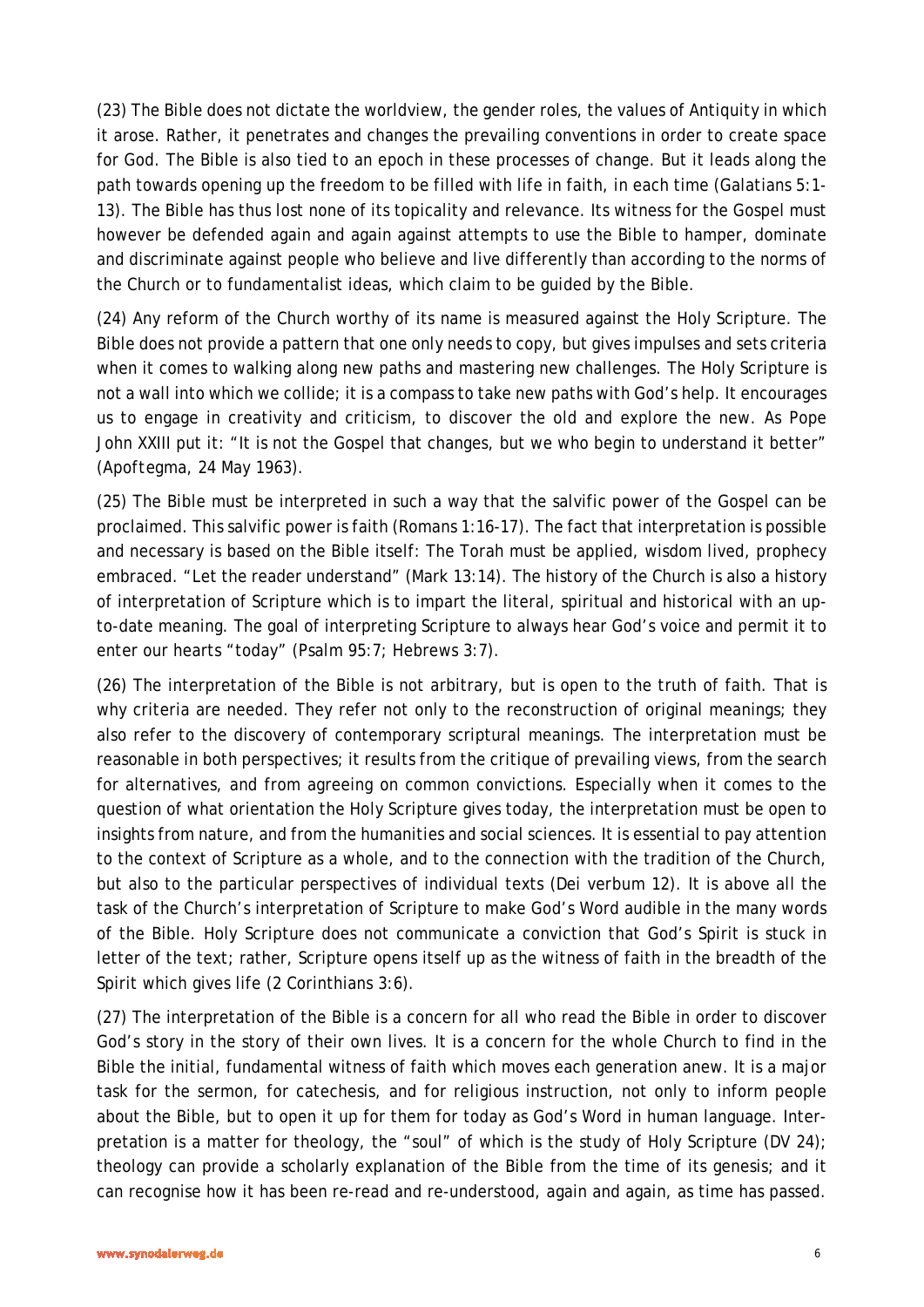(23) The Bible does not dictate the worldview, the gender roles, the values of Antiquity in which it arose. Rather, it penetrates and changes the prevailing conventions in order to create space for God. The Bible is also tied to an epoch in these processes of change. But it leads along the path towards opening up the freedom to be filled with life in faith, in each time (Galatians 5:1-13). The Bible has thus lost none of its topicality and relevance. Its witness for the Gospel must however be defended again and again against attempts to use the Bible to hamper, dominate and discriminate against people who believe and live differently than according to the norms of the Church or to fundamentalist ideas, which claim to be guided by the Bible.

(24) Any reform of the Church worthy of its name is measured against the Holy Scripture. The Bible does not provide a pattern that one only needs to copy, but gives impulses and sets criteria when it comes to walking along new paths and mastering new challenges. The Holy Scripture is not a wall into which we collide; it is a compass to take new paths with God's help. It encourages us to engage in creativity and criticism, to discover the old and explore the new. As Pope John XXIII put it: "It is not the Gospel that changes, but we who begin to understand it better" (Apoftegma, 24 May 1963).

(25) The Bible must be interpreted in such a way that the salvific power of the Gospel can be proclaimed. This salvific power is faith (Romans 1:16-17). The fact that interpretation is possible and necessary is based on the Bible itself: The Torah must be applied, wisdom lived, prophecy embraced. "Let the reader understand" (Mark 13:14). The history of the Church is also a history of interpretation of Scripture which is to impart the literal, spiritual and historical with an up-to-date meaning. The goal of interpreting Scripture to always hear God's voice and permit it to enter our hearts "today" (Psalm 95:7; Hebrews 3:7).

(26) The interpretation of the Bible is not arbitrary, but is open to the truth of faith. That is why criteria are needed. They refer not only to the reconstruction of original meanings; they also refer to the discovery of contemporary scriptural meanings. The interpretation must be reasonable in both perspectives; it results from the critique of prevailing views, from the search for alternatives, and from agreeing on common convictions. Especially when it comes to the question of what orientation the Holy Scripture gives today, the interpretation must be open to insights from nature, and from the humanities and social sciences. It is essential to pay attention to the context of Scripture as a whole, and to the connection with the tradition of the Church, but also to the particular perspectives of individual texts (Dei verbum 12). It is above all the task of the Church's interpretation of Scripture to make God's Word audible in the many words of the Bible. Holy Scripture does not communicate a conviction that God's Spirit is stuck in letter of the text; rather, Scripture opens itself up as the witness of faith in the breadth of the Spirit which gives life (2 Corinthians 3:6).

(27) The interpretation of the Bible is a concern for all who read the Bible in order to discover God's story in the story of their own lives. It is a concern for the whole Church to find in the Bible the initial, fundamental witness of faith which moves each generation anew. It is a major task for the sermon, for catechesis, and for religious instruction, not only to inform people about the Bible, but to open it up for them for today as God's Word in human language. Interpretation is a matter for theology, the "soul" of which is the study of Holy Scripture (DV 24); theology can provide a scholarly explanation of the Bible from the time of its genesis; and it can recognise how it has been re-read and re-understood, again and again, as time has passed.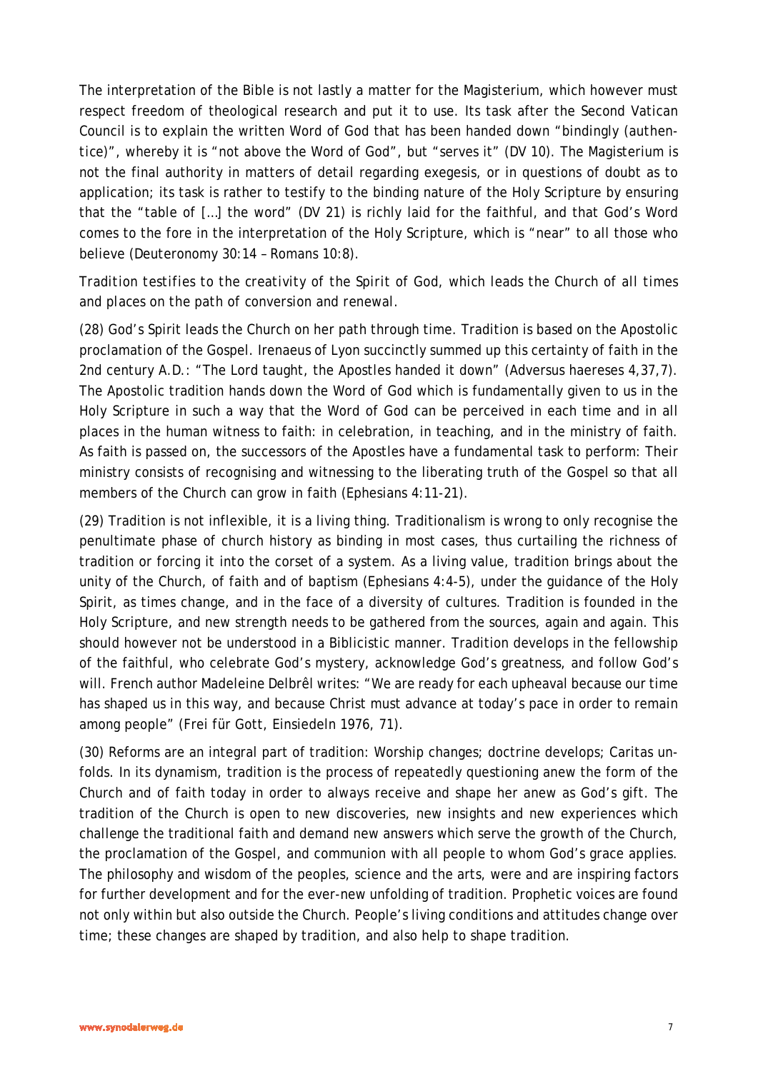The interpretation of the Bible is not lastly a matter for the Magisterium, which however must respect freedom of theological research and put it to use. Its task after the Second Vatican Council is to explain the written Word of God that has been handed down "bindingly (*authentice*)", whereby it is "not above the Word of God", but "serves it" (DV 10). The Magisterium is not the final authority in matters of detail regarding exegesis, or in questions of doubt as to application; its task is rather to testify to the binding nature of the Holy Scripture by ensuring that the "table of […] the word" (DV 21) is richly laid for the faithful, and that God's Word comes to the fore in the interpretation of the Holy Scripture, which is "near" to all those who believe (Deuteronomy 30:14 – Romans 10:8).

*Tradition testifies to the creativity of the Spirit of God, which leads the Church of all times and places on the path of conversion and renewal.*

(28) God's Spirit leads the Church on her path through time. Tradition is based on the Apostolic proclamation of the Gospel. Irenaeus of Lyon succinctly summed up this certainty of faith in the 2nd century A.D.: "The Lord taught, the Apostles handed it down" (Adversus haereses 4,37,7). The Apostolic tradition hands down the Word of God which is fundamentally given to us in the Holy Scripture in such a way that the Word of God can be perceived in each time and in all places in the human witness to faith: in celebration, in teaching, and in the ministry of faith. As faith is passed on, the successors of the Apostles have a fundamental task to perform: Their ministry consists of recognising and witnessing to the liberating truth of the Gospel so that all members of the Church can grow in faith (Ephesians 4:11-21).

(29) Tradition is not inflexible, it is a living thing. Traditionalism is wrong to only recognise the penultimate phase of church history as binding in most cases, thus curtailing the richness of tradition or forcing it into the corset of a system. As a living value, tradition brings about the unity of the Church, of faith and of baptism (Ephesians 4:4-5), under the guidance of the Holy Spirit, as times change, and in the face of a diversity of cultures. Tradition is founded in the Holy Scripture, and new strength needs to be gathered from the sources, again and again. This should however not be understood in a Biblicistic manner. Tradition develops in the fellowship of the faithful, who celebrate God's mystery, acknowledge God's greatness, and follow God's will. French author Madeleine Delbrêl writes: "We are ready for each upheaval because our time has shaped us in this way, and because Christ must advance at today's pace in order to remain among people" (Frei für Gott, Einsiedeln 1976, 71).

(30) Reforms are an integral part of tradition: Worship changes; doctrine develops; Caritas unfolds. In its dynamism, tradition is the process of repeatedly questioning anew the form of the Church and of faith today in order to always receive and shape her anew as God's gift. The tradition of the Church is open to new discoveries, new insights and new experiences which challenge the traditional faith and demand new answers which serve the growth of the Church, the proclamation of the Gospel, and communion with all people to whom God's grace applies. The philosophy and wisdom of the peoples, science and the arts, were and are inspiring factors for further development and for the ever-new unfolding of tradition. Prophetic voices are found not only within but also outside the Church. People's living conditions and attitudes change over time; these changes are shaped by tradition, and also help to shape tradition.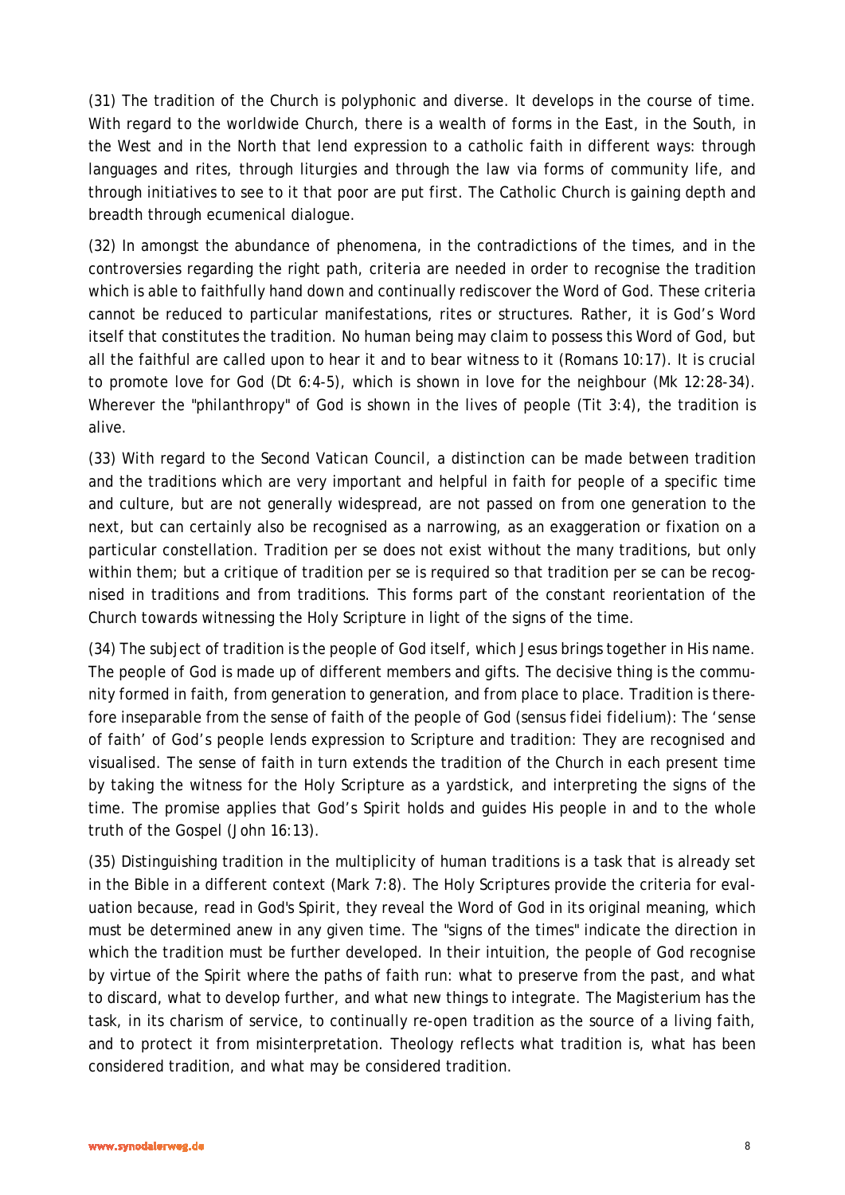(31) The tradition of the Church is polyphonic and diverse. It develops in the course of time. With regard to the worldwide Church, there is a wealth of forms in the East, in the South, in the West and in the North that lend expression to a catholic faith in different ways: through languages and rites, through liturgies and through the law via forms of community life, and through initiatives to see to it that poor are put first. The Catholic Church is gaining depth and breadth through ecumenical dialogue.

(32) In amongst the abundance of phenomena, in the contradictions of the times, and in the controversies regarding the right path, criteria are needed in order to recognise the tradition which is able to faithfully hand down and continually rediscover the Word of God. These criteria cannot be reduced to particular manifestations, rites or structures. Rather, it is God's Word itself that constitutes the tradition. No human being may claim to possess this Word of God, but all the faithful are called upon to hear it and to bear witness to it (Romans 10:17). It is crucial to promote love for God (Dt 6:4-5), which is shown in love for the neighbour (Mk 12:28-34). Wherever the "philanthropy" of God is shown in the lives of people (Tit 3:4), the tradition is alive.

(33) With regard to the Second Vatican Council, a distinction can be made between tradition and the traditions which are very important and helpful in faith for people of a specific time and culture, but are not generally widespread, are not passed on from one generation to the next, but can certainly also be recognised as a narrowing, as an exaggeration or fixation on a particular constellation. Tradition per se does not exist without the many traditions, but only within them; but a critique of tradition per se is required so that tradition per se can be recognised in traditions and from traditions. This forms part of the constant reorientation of the Church towards witnessing the Holy Scripture in light of the signs of the time.

(34) The subject of tradition is the people of God itself, which Jesus brings together in His name. The people of God is made up of different members and gifts. The decisive thing is the community formed in faith, from generation to generation, and from place to place. Tradition is therefore inseparable from the sense of faith of the people of God (*sensus fidei fidelium*): The 'sense of faith' of God's people lends expression to Scripture and tradition: They are recognised and visualised. The sense of faith in turn extends the tradition of the Church in each present time by taking the witness for the Holy Scripture as a yardstick, and interpreting the signs of the time. The promise applies that God's Spirit holds and guides His people in and to the whole truth of the Gospel (John 16:13).

(35) Distinguishing tradition in the multiplicity of human traditions is a task that is already set in the Bible in a different context (Mark 7:8). The Holy Scriptures provide the criteria for evaluation because, read in God's Spirit, they reveal the Word of God in its original meaning, which must be determined anew in any given time. The "signs of the times" indicate the direction in which the tradition must be further developed. In their intuition, the people of God recognise by virtue of the Spirit where the paths of faith run: what to preserve from the past, and what to discard, what to develop further, and what new things to integrate. The Magisterium has the task, in its charism of service, to continually re-open tradition as the source of a living faith, and to protect it from misinterpretation. Theology reflects what tradition is, what has been considered tradition, and what may be considered tradition.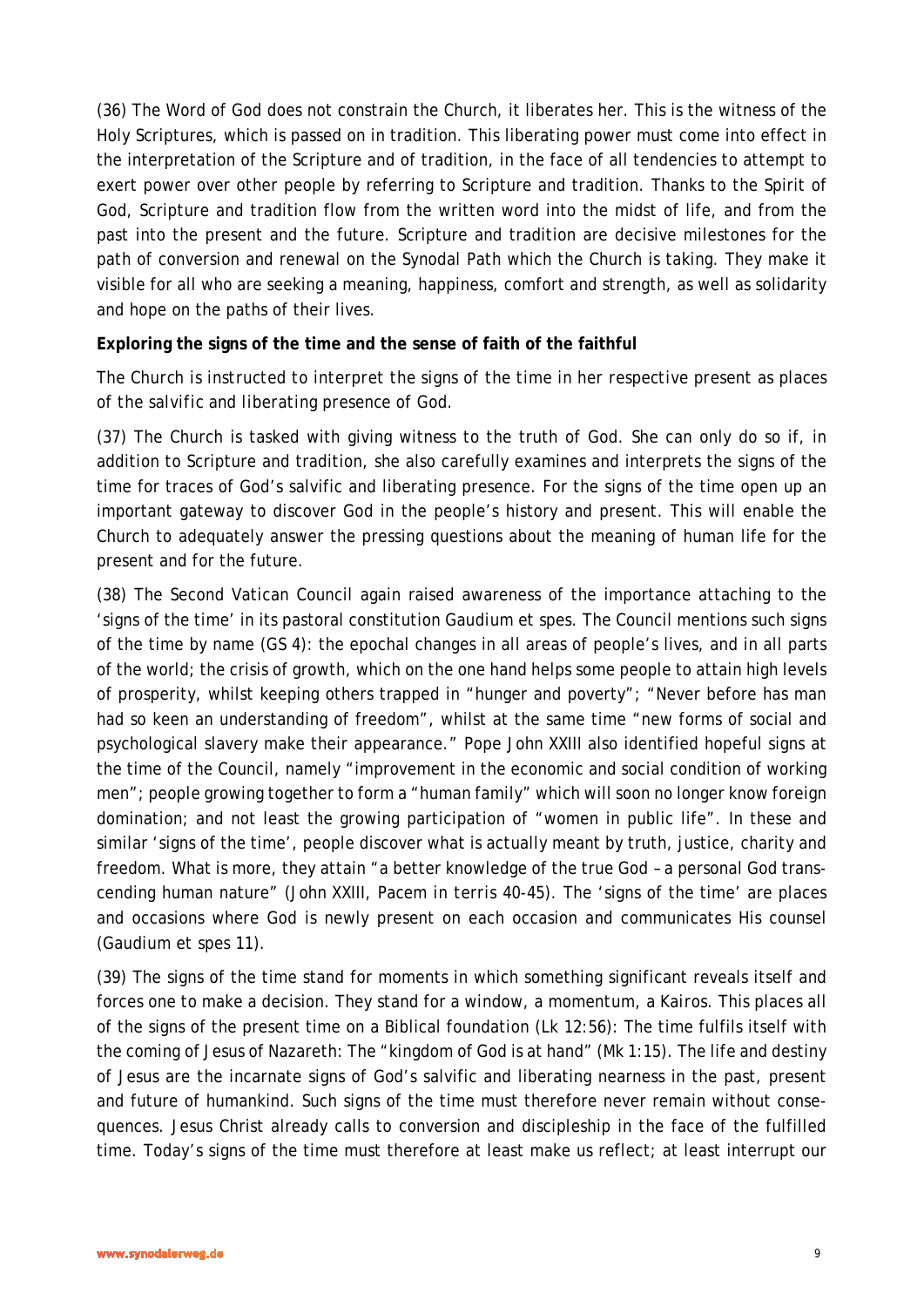(36) The Word of God does not constrain the Church, it liberates her. This is the witness of the Holy Scriptures, which is passed on in tradition. This liberating power must come into effect in the interpretation of the Scripture and of tradition, in the face of all tendencies to attempt to exert power over other people by referring to Scripture and tradition. Thanks to the Spirit of God, Scripture and tradition flow from the written word into the midst of life, and from the past into the present and the future. Scripture and tradition are decisive milestones for the path of conversion and renewal on the Synodal Path which the Church is taking. They make it visible for all who are seeking a meaning, happiness, comfort and strength, as well as solidarity and hope on the paths of their lives.

**Exploring the signs of the time and the sense of faith of the faithful**

*The Church is instructed to interpret the signs of the time in her respective present as places of the salvific and liberating presence of God.*

(37) The Church is tasked with giving witness to the truth of God. She can only do so if, in addition to Scripture and tradition, she also carefully examines and interprets the signs of the time for traces of God's salvific and liberating presence. For the signs of the time open up an important gateway to discover God in the people's history and present. This will enable the Church to adequately answer the pressing questions about the meaning of human life for the present and for the future.

(38) The Second Vatican Council again raised awareness of the importance attaching to the 'signs of the time' in its pastoral constitution Gaudium et spes. The Council mentions such signs of the time by name (GS 4): the epochal changes in all areas of people's lives, and in all parts of the world; the crisis of growth, which on the one hand helps some people to attain high levels of prosperity, whilst keeping others trapped in "hunger and poverty"; "Never before has man had so keen an understanding of freedom", whilst at the same time "new forms of social and psychological slavery make their appearance." Pope John XXIII also identified hopeful signs at the time of the Council, namely "improvement in the economic and social condition of working men"; people growing together to form a "human family" which will soon no longer know foreign domination; and not least the growing participation of "women in public life". In these and similar 'signs of the time', people discover what is actually meant by truth, justice, charity and freedom. What is more, they attain "a better knowledge of the true God – a personal God transcending human nature" (John XXIII, Pacem in terris 40-45). The 'signs of the time' are places and occasions where God is newly present on each occasion and communicates His counsel (Gaudium et spes 11).

(39) The signs of the time stand for moments in which something significant reveals itself and forces one to make a decision. They stand for a window, a momentum, a Kairos. This places all of the signs of the present time on a Biblical foundation (Lk 12:56): The time fulfils itself with the coming of Jesus of Nazareth: The "kingdom of God is at hand" (Mk 1:15). The life and destiny of Jesus are the incarnate signs of God's salvific and liberating nearness in the past, present and future of humankind. Such signs of the time must therefore never remain without consequences. Jesus Christ already calls to conversion and discipleship in the face of the fulfilled time. Today's signs of the time must therefore at least make us reflect; at least interrupt our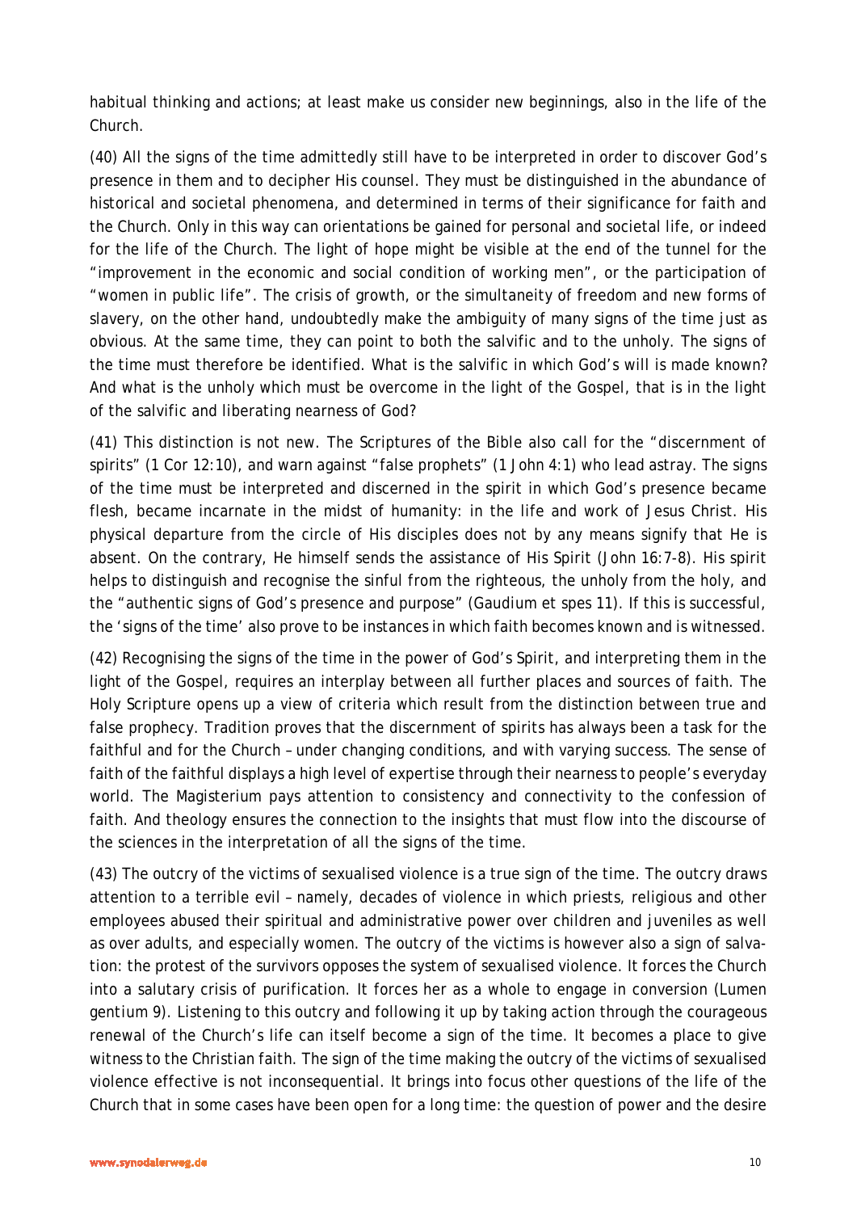habitual thinking and actions; at least make us consider new beginnings, also in the life of the Church.

(40) All the signs of the time admittedly still have to be interpreted in order to discover God's presence in them and to decipher His counsel. They must be distinguished in the abundance of historical and societal phenomena, and determined in terms of their significance for faith and the Church. Only in this way can orientations be gained for personal and societal life, or indeed for the life of the Church. The light of hope might be visible at the end of the tunnel for the "improvement in the economic and social condition of working men", or the participation of "women in public life". The crisis of growth, or the simultaneity of freedom and new forms of slavery, on the other hand, undoubtedly make the ambiguity of many signs of the time just as obvious. At the same time, they can point to both the salvific and to the unholy. The signs of the time must therefore be identified. What is the salvific in which God's will is made known? And what is the unholy which must be overcome in the light of the Gospel, that is in the light of the salvific and liberating nearness of God?

(41) This distinction is not new. The Scriptures of the Bible also call for the "discernment of spirits" (1 Cor 12:10), and warn against "false prophets" (1 John 4:1) who lead astray. The signs of the time must be interpreted and discerned in the spirit in which God's presence became flesh, became incarnate in the midst of humanity: in the life and work of Jesus Christ. His physical departure from the circle of His disciples does not by any means signify that He is absent. On the contrary, He himself sends the assistance of His Spirit (John 16:7-8). His spirit helps to distinguish and recognise the sinful from the righteous, the unholy from the holy, and the "authentic signs of God's presence and purpose" (*Gaudium et spes* 11). If this is successful, the 'signs of the time' also prove to be instances in which faith becomes known and is witnessed.

(42) Recognising the signs of the time in the power of God's Spirit, and interpreting them in the light of the Gospel, requires an interplay between all further places and sources of faith. The Holy Scripture opens up a view of criteria which result from the distinction between true and false prophecy. Tradition proves that the discernment of spirits has always been a task for the faithful and for the Church – under changing conditions, and with varying success. The sense of faith of the faithful displays a high level of expertise through their nearness to people's everyday world. The Magisterium pays attention to consistency and connectivity to the confession of faith. And theology ensures the connection to the insights that must flow into the discourse of the sciences in the interpretation of all the signs of the time.

(43) The outcry of the victims of sexualised violence is a true sign of the time. The outcry draws attention to a terrible evil – namely, decades of violence in which priests, religious and other employees abused their spiritual and administrative power over children and juveniles as well as over adults, and especially women. The outcry of the victims is however also a sign of salvation: the protest of the survivors opposes the system of sexualised violence. It forces the Church into a salutary crisis of purification. It forces her as a whole to engage in conversion (*Lumen gentium* 9). Listening to this outcry and following it up by taking action through the courageous renewal of the Church's life can itself become a sign of the time. It becomes a place to give witness to the Christian faith. The sign of the time making the outcry of the victims of sexualised violence effective is not inconsequential. It brings into focus other questions of the life of the Church that in some cases have been open for a long time: the question of power and the desire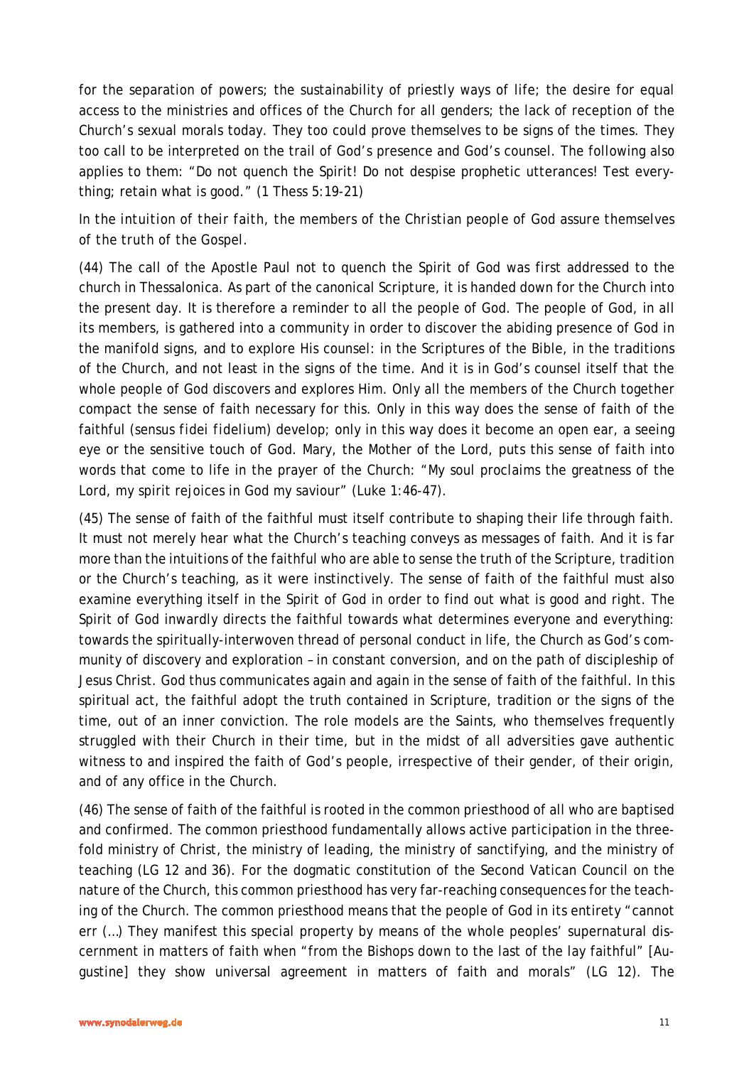for the separation of powers; the sustainability of priestly ways of life; the desire for equal access to the ministries and offices of the Church for all genders; the lack of reception of the Church's sexual morals today. They too could prove themselves to be signs of the times. They too call to be interpreted on the trail of God's presence and God's counsel. The following also applies to them: "Do not quench the Spirit! Do not despise prophetic utterances! Test everything; retain what is good." (1 Thess 5:19-21)

*In the intuition of their faith, the members of the Christian people of God assure themselves of the truth of the Gospel.*

(44) The call of the Apostle Paul not to quench the Spirit of God was first addressed to the church in Thessalonica. As part of the canonical Scripture, it is handed down for the Church into the present day. It is therefore a reminder to all the people of God. The people of God, in all its members, is gathered into a community in order to discover the abiding presence of God in the manifold signs, and to explore His counsel: in the Scriptures of the Bible, in the traditions of the Church, and not least in the signs of the time. And it is in God's counsel itself that the whole people of God discovers and explores Him. Only all the members of the Church together compact the sense of faith necessary for this. Only in this way does the sense of faith of the faithful (*sensus fidei fidelium*) develop; only in this way does it become an open ear, a seeing eye or the sensitive touch of God. Mary, the Mother of the Lord, puts this sense of faith into words that come to life in the prayer of the Church: "My soul proclaims the greatness of the Lord, my spirit rejoices in God my saviour" (Luke 1:46-47).

(45) The sense of faith of the faithful must itself contribute to shaping their life through faith. It must not merely hear what the Church's teaching conveys as messages of faith. And it is far more than the intuitions of the faithful who are able to sense the truth of the Scripture, tradition or the Church's teaching, as it were instinctively. The sense of faith of the faithful must also examine everything itself in the Spirit of God in order to find out what is good and right. The Spirit of God inwardly directs the faithful towards what determines everyone and everything: towards the spiritually-interwoven thread of personal conduct in life, the Church as God's community of discovery and exploration – in constant conversion, and on the path of discipleship of Jesus Christ. God thus communicates again and again in the sense of faith of the faithful. In this spiritual act, the faithful adopt the truth contained in Scripture, tradition or the signs of the time, out of an inner conviction. The role models are the Saints, who themselves frequently struggled with their Church in their time, but in the midst of all adversities gave authentic witness to and inspired the faith of God's people, irrespective of their gender, of their origin, and of any office in the Church.

(46) The sense of faith of the faithful is rooted in the common priesthood of all who are baptised and confirmed. The common priesthood fundamentally allows active participation in the threefold ministry of Christ, the ministry of leading, the ministry of sanctifying, and the ministry of teaching (LG 12 and 36). For the dogmatic constitution of the Second Vatican Council on the nature of the Church, this common priesthood has very far-reaching consequences for the teaching of the Church. The common priesthood means that the people of God in its entirety "cannot err (…) They manifest this special property by means of the whole peoples' supernatural discernment in matters of faith when "from the Bishops down to the last of the lay faithful" [Augustine] they show universal agreement in matters of faith and morals" (LG 12). The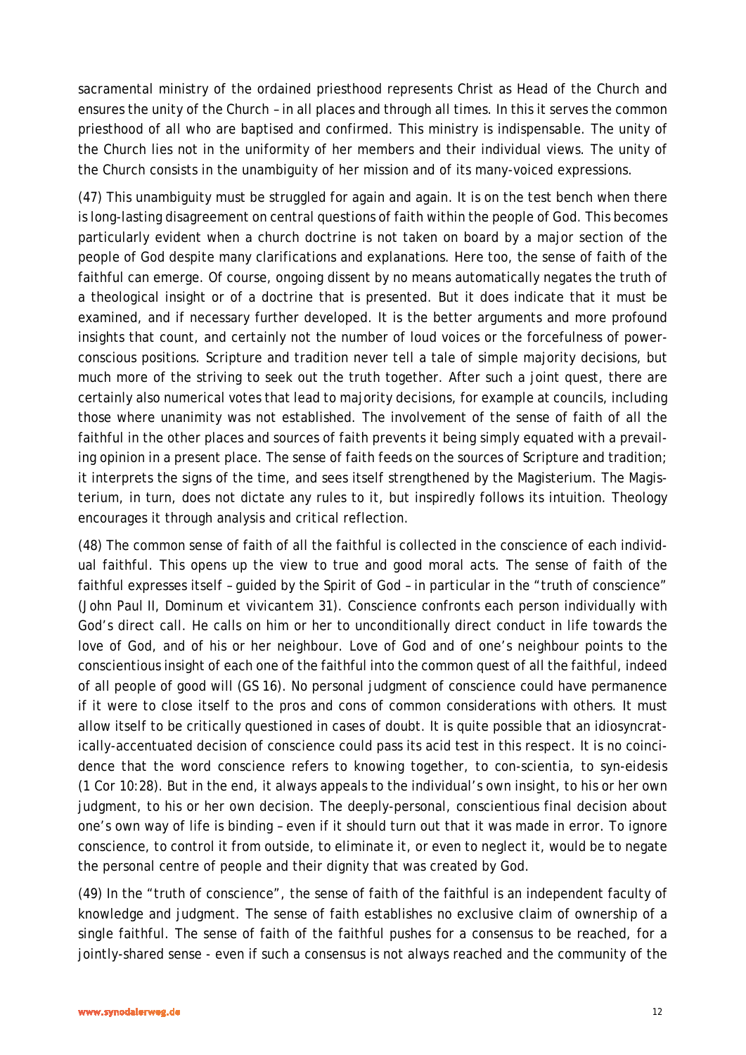sacramental ministry of the ordained priesthood represents Christ as Head of the Church and ensures the unity of the Church – in all places and through all times. In this it serves the common priesthood of all who are baptised and confirmed. This ministry is indispensable. The unity of the Church lies not in the uniformity of her members and their individual views. The unity of the Church consists in the unambiguity of her mission and of its many-voiced expressions.

(47) This unambiguity must be struggled for again and again. It is on the test bench when there is long-lasting disagreement on central questions of faith within the people of God. This becomes particularly evident when a church doctrine is not taken on board by a major section of the people of God despite many clarifications and explanations. Here too, the sense of faith of the faithful can emerge. Of course, ongoing dissent by no means automatically negates the truth of a theological insight or of a doctrine that is presented. But it does indicate that it must be examined, and if necessary further developed. It is the better arguments and more profound insights that count, and certainly not the number of loud voices or the forcefulness of power-conscious positions. Scripture and tradition never tell a tale of simple majority decisions, but much more of the striving to seek out the truth together. After such a joint quest, there are certainly also numerical votes that lead to majority decisions, for example at councils, including those where unanimity was not established. The involvement of the sense of faith of all the faithful in the other places and sources of faith prevents it being simply equated with a prevailing opinion in a present place. The sense of faith feeds on the sources of Scripture and tradition; it interprets the signs of the time, and sees itself strengthened by the Magisterium. The Magisterium, in turn, does not dictate any rules to it, but inspiredly follows its intuition. Theology encourages it through analysis and critical reflection.

(48) The common sense of faith of all the faithful is collected in the conscience of each individual faithful. This opens up the view to true and good moral acts. The sense of faith of the faithful expresses itself – guided by the Spirit of God – in particular in the "truth of conscience" (John Paul II, Dominum et vivicantem 31). Conscience confronts each person individually with God's direct call. He calls on him or her to unconditionally direct conduct in life towards the love of God, and of his or her neighbour. Love of God and of one's neighbour points to the conscientious insight of each one of the faithful into the common quest of all the faithful, indeed of all people of good will (GS 16). No personal judgment of conscience could have permanence if it were to close itself to the pros and cons of common considerations with others. It must allow itself to be critically questioned in cases of doubt. It is quite possible that an idiosyncratically-accentuated decision of conscience could pass its acid test in this respect. It is no coincidence that the word conscience refers to knowing together, to con-scientia, to syn-eidesis (1 Cor 10:28). But in the end, it always appeals to the individual's own insight, to his or her own judgment, to his or her own decision. The deeply-personal, conscientious final decision about one's own way of life is binding – even if it should turn out that it was made in error. To ignore conscience, to control it from outside, to eliminate it, or even to neglect it, would be to negate the personal centre of people and their dignity that was created by God.

(49) In the "truth of conscience", the sense of faith of the faithful is an independent faculty of knowledge and judgment. The sense of faith establishes no exclusive claim of ownership of a single faithful. The sense of faith of the faithful pushes for a consensus to be reached, for a jointly-shared sense - even if such a consensus is not always reached and the community of the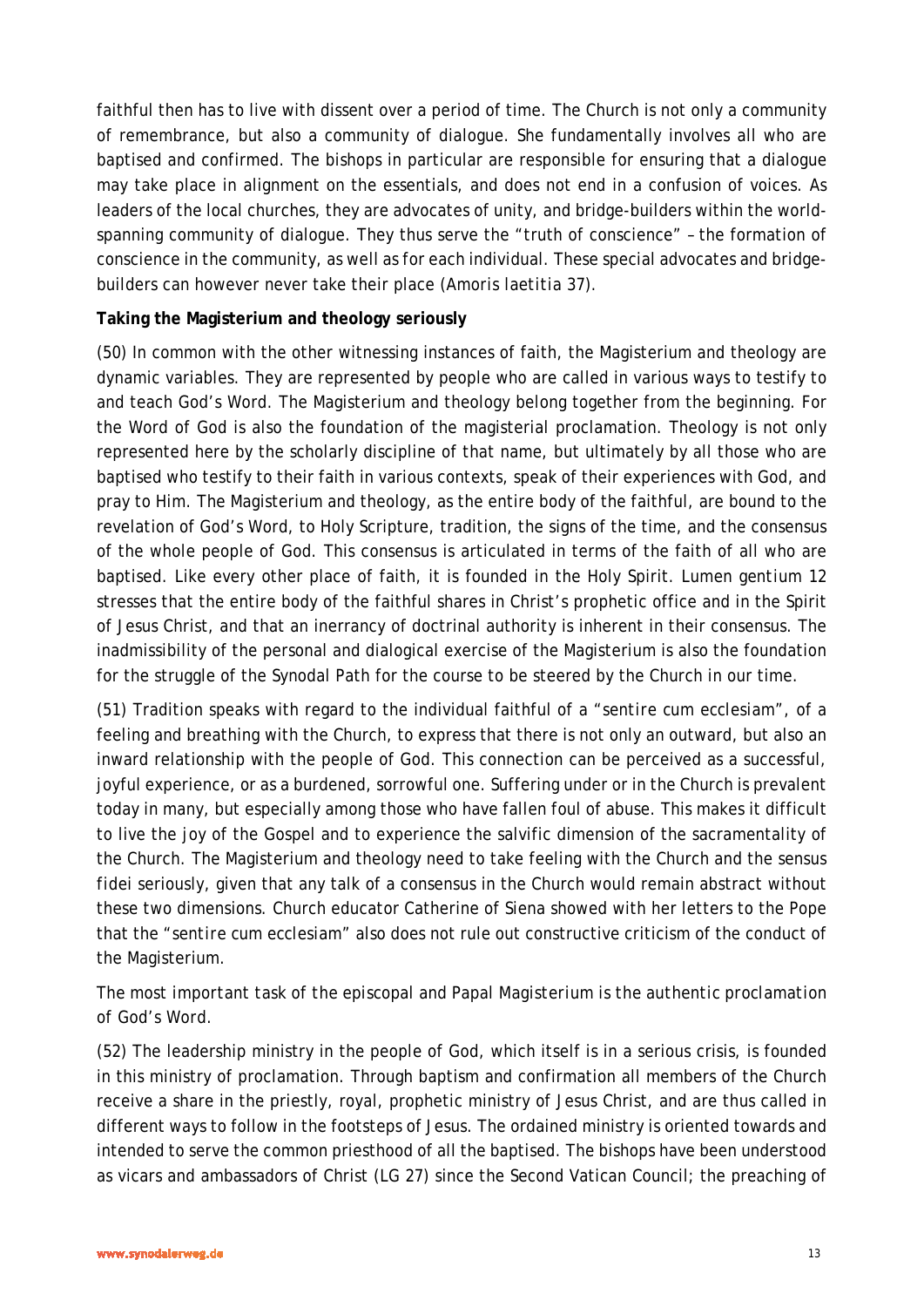faithful then has to live with dissent over a period of time. The Church is not only a community of remembrance, but also a community of dialogue. She fundamentally involves all who are baptised and confirmed. The bishops in particular are responsible for ensuring that a dialogue may take place in alignment on the essentials, and does not end in a confusion of voices. As leaders of the local churches, they are advocates of unity, and bridge-builders within the world-spanning community of dialogue. They thus serve the "truth of conscience" – the formation of conscience in the community, as well as for each individual. These special advocates and bridge-builders can however never take their place (*Amoris laetitia* 37).

**Taking the Magisterium and theology seriously**

(50) In common with the other witnessing instances of faith, the Magisterium and theology are dynamic variables. They are represented by people who are called in various ways to testify to and teach God's Word. The Magisterium and theology belong together from the beginning. For the Word of God is also the foundation of the magisterial proclamation. Theology is not only represented here by the scholarly discipline of that name, but ultimately by all those who are baptised who testify to their faith in various contexts, speak of their experiences with God, and pray to Him. The Magisterium and theology, as the entire body of the faithful, are bound to the revelation of God's Word, to Holy Scripture, tradition, the signs of the time, and the consensus of the whole people of God. This consensus is articulated in terms of the faith of all who are baptised. Like every other place of faith, it is founded in the Holy Spirit. *Lumen gentium* 12 stresses that the entire body of the faithful shares in Christ's prophetic office and in the Spirit of Jesus Christ, and that an inerrancy of doctrinal authority is inherent in their consensus. The inadmissibility of the personal and dialogical exercise of the Magisterium is also the foundation for the struggle of the Synodal Path for the course to be steered by the Church in our time.

(51) Tradition speaks with regard to the individual faithful of a "*sentire cum ecclesiam*", of a feeling and breathing with the Church, to express that there is not only an outward, but also an inward relationship with the people of God. This connection can be perceived as a successful, joyful experience, or as a burdened, sorrowful one. Suffering under or in the Church is prevalent today in many, but especially among those who have fallen foul of abuse. This makes it difficult to live the joy of the Gospel and to experience the salvific dimension of the sacramentality of the Church. The Magisterium and theology need to take feeling with the Church and the *sensus fidei* seriously, given that any talk of a consensus in the Church would remain abstract without these two dimensions. Church educator Catherine of Siena showed with her letters to the Pope that the "*sentire cum ecclesiam*" also does not rule out constructive criticism of the conduct of the Magisterium.

*The most important task of the episcopal and Papal Magisterium is the authentic proclamation of God's Word.*

(52) The leadership ministry in the people of God, which itself is in a serious crisis, is founded in this ministry of proclamation. Through baptism and confirmation all members of the Church receive a share in the priestly, royal, prophetic ministry of Jesus Christ, and are thus called in different ways to follow in the footsteps of Jesus. The ordained ministry is oriented towards and intended to serve the common priesthood of all the baptised. The bishops have been understood as vicars and ambassadors of Christ (LG 27) since the Second Vatican Council; the preaching of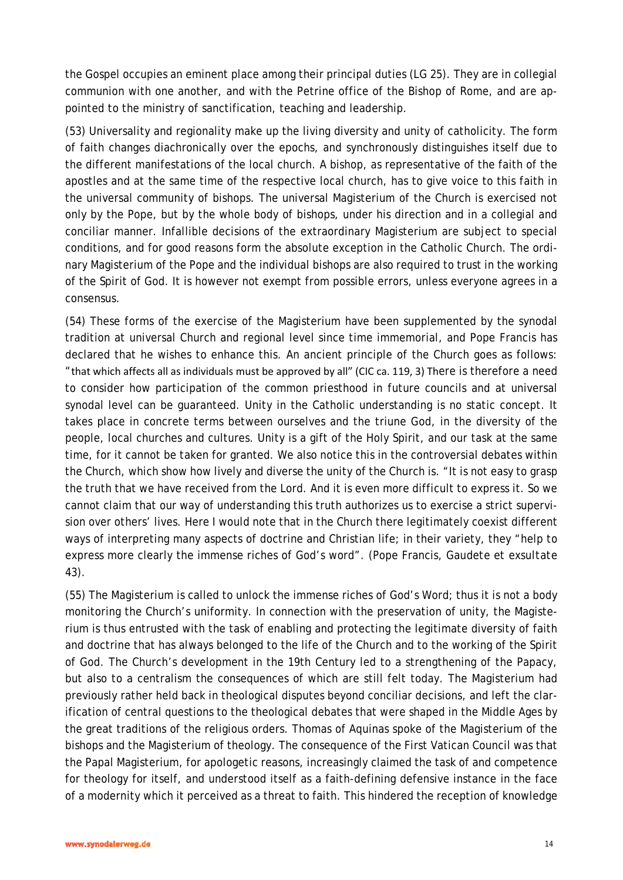the Gospel occupies an eminent place among their principal duties (LG 25). They are in collegial communion with one another, and with the Petrine office of the Bishop of Rome, and are appointed to the ministry of sanctification, teaching and leadership.

(53) Universality and regionality make up the living diversity and unity of catholicity. The form of faith changes diachronically over the epochs, and synchronously distinguishes itself due to the different manifestations of the local church. A bishop, as representative of the faith of the apostles and at the same time of the respective local church, has to give voice to this faith in the universal community of bishops. The universal Magisterium of the Church is exercised not only by the Pope, but by the whole body of bishops, under his direction and in a collegial and conciliar manner. Infallible decisions of the extraordinary Magisterium are subject to special conditions, and for good reasons form the absolute exception in the Catholic Church. The ordinary Magisterium of the Pope and the individual bishops are also required to trust in the working of the Spirit of God. It is however not exempt from possible errors, unless everyone agrees in a consensus.

(54) These forms of the exercise of the Magisterium have been supplemented by the synodal tradition at universal Church and regional level since time immemorial, and Pope Francis has declared that he wishes to enhance this. An ancient principle of the Church goes as follows: "that which affects all as individuals must be approved by all" (CIC ca. 119, 3) There is therefore a need to consider how participation of the common priesthood in future councils and at universal synodal level can be guaranteed. Unity in the Catholic understanding is no static concept. It takes place in concrete terms between ourselves and the triune God, in the diversity of the people, local churches and cultures. Unity is a gift of the Holy Spirit, and our task at the same time, for it cannot be taken for granted. We also notice this in the controversial debates within the Church, which show how lively and diverse the unity of the Church is. "It is not easy to grasp the truth that we have received from the Lord. And it is even more difficult to express it. So we cannot claim that our way of understanding this truth authorizes us to exercise a strict supervision over others' lives. Here I would note that in the Church there legitimately coexist different ways of interpreting many aspects of doctrine and Christian life; in their variety, they "help to express more clearly the immense riches of God's word". (Pope Francis, *Gaudete et exsultate* 43).

(55) The Magisterium is called to unlock the immense riches of God's Word; thus it is not a body monitoring the Church's uniformity. In connection with the preservation of unity, the Magisterium is thus entrusted with the task of enabling and protecting the legitimate diversity of faith and doctrine that has always belonged to the life of the Church and to the working of the Spirit of God. The Church's development in the 19th Century led to a strengthening of the Papacy, but also to a centralism the consequences of which are still felt today. The Magisterium had previously rather held back in theological disputes beyond conciliar decisions, and left the clarification of central questions to the theological debates that were shaped in the Middle Ages by the great traditions of the religious orders. Thomas of Aquinas spoke of the Magisterium of the bishops and the Magisterium of theology. The consequence of the First Vatican Council was that the Papal Magisterium, for apologetic reasons, increasingly claimed the task of and competence for theology for itself, and understood itself as a faith-defining defensive instance in the face of a modernity which it perceived as a threat to faith. This hindered the reception of knowledge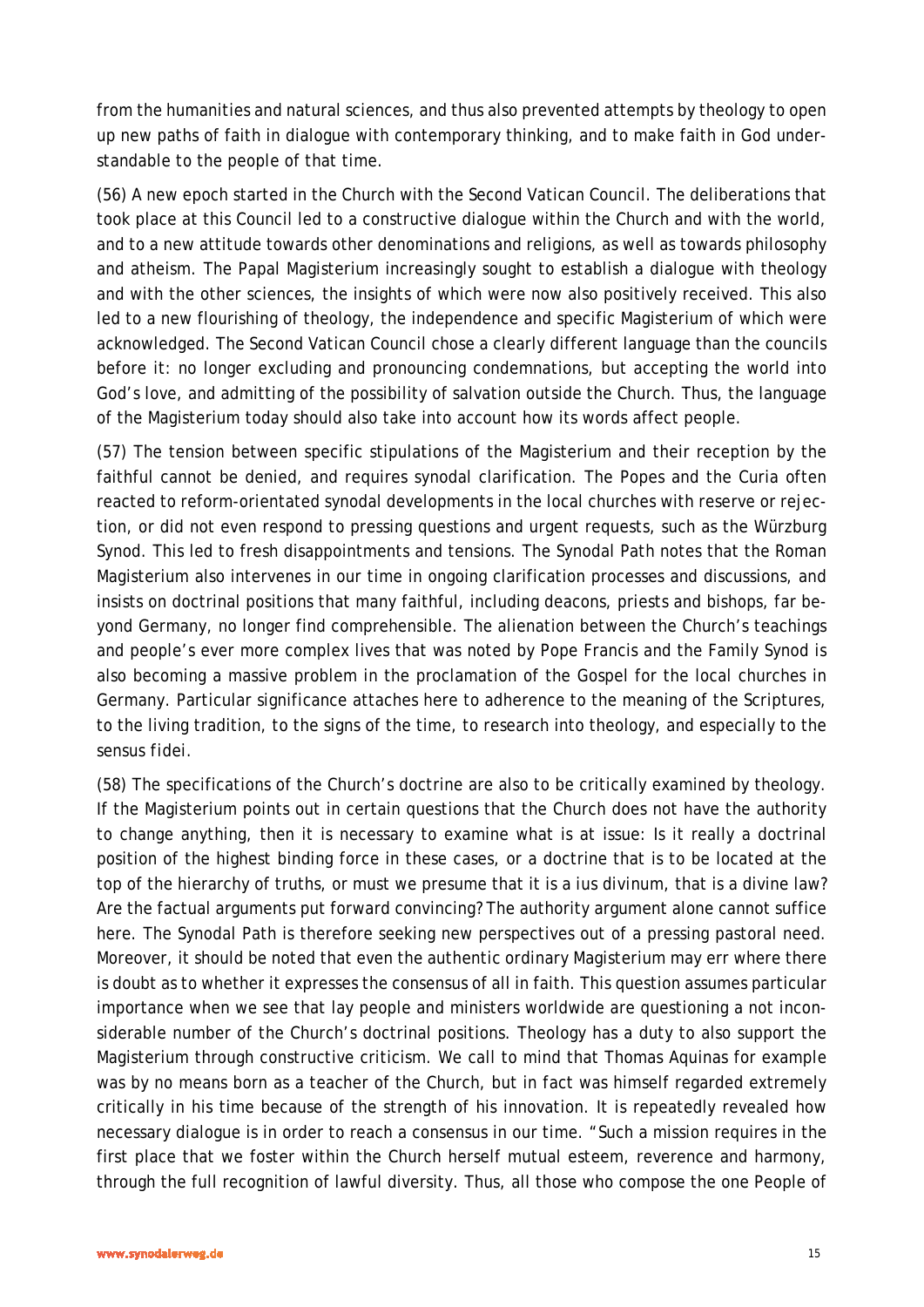from the humanities and natural sciences, and thus also prevented attempts by theology to open up new paths of faith in dialogue with contemporary thinking, and to make faith in God understandable to the people of that time.

(56) A new epoch started in the Church with the Second Vatican Council. The deliberations that took place at this Council led to a constructive dialogue within the Church and with the world, and to a new attitude towards other denominations and religions, as well as towards philosophy and atheism. The Papal Magisterium increasingly sought to establish a dialogue with theology and with the other sciences, the insights of which were now also positively received. This also led to a new flourishing of theology, the independence and specific Magisterium of which were acknowledged. The Second Vatican Council chose a clearly different language than the councils before it: no longer excluding and pronouncing condemnations, but accepting the world into God's love, and admitting of the possibility of salvation outside the Church. Thus, the language of the Magisterium today should also take into account how its words affect people.

(57) The tension between specific stipulations of the Magisterium and their reception by the faithful cannot be denied, and requires synodal clarification. The Popes and the Curia often reacted to reform-orientated synodal developments in the local churches with reserve or rejection, or did not even respond to pressing questions and urgent requests, such as the Würzburg Synod. This led to fresh disappointments and tensions. The Synodal Path notes that the Roman Magisterium also intervenes in our time in ongoing clarification processes and discussions, and insists on doctrinal positions that many faithful, including deacons, priests and bishops, far beyond Germany, no longer find comprehensible. The alienation between the Church's teachings and people's ever more complex lives that was noted by Pope Francis and the Family Synod is also becoming a massive problem in the proclamation of the Gospel for the local churches in Germany. Particular significance attaches here to adherence to the meaning of the Scriptures, to the living tradition, to the signs of the time, to research into theology, and especially to the *sensus fidei*.

(58) The specifications of the Church's doctrine are also to be critically examined by theology. If the Magisterium points out in certain questions that the Church does not have the authority to change anything, then it is necessary to examine what is at issue: Is it really a doctrinal position of the highest binding force in these cases, or a doctrine that is to be located at the top of the hierarchy of truths, or must we presume that it is a *ius divinum*, that is a divine law? Are the factual arguments put forward convincing? The authority argument alone cannot suffice here. The Synodal Path is therefore seeking new perspectives out of a pressing pastoral need. Moreover, it should be noted that even the authentic ordinary Magisterium may err where there is doubt as to whether it expresses the consensus of all in faith. This question assumes particular importance when we see that lay people and ministers worldwide are questioning a not inconsiderable number of the Church's doctrinal positions. Theology has a duty to also support the Magisterium through constructive criticism. We call to mind that Thomas Aquinas for example was by no means born as a teacher of the Church, but in fact was himself regarded extremely critically in his time because of the strength of his innovation. It is repeatedly revealed how necessary dialogue is in order to reach a consensus in our time. "Such a mission requires in the first place that we foster within the Church herself mutual esteem, reverence and harmony, through the full recognition of lawful diversity. Thus, all those who compose the one People of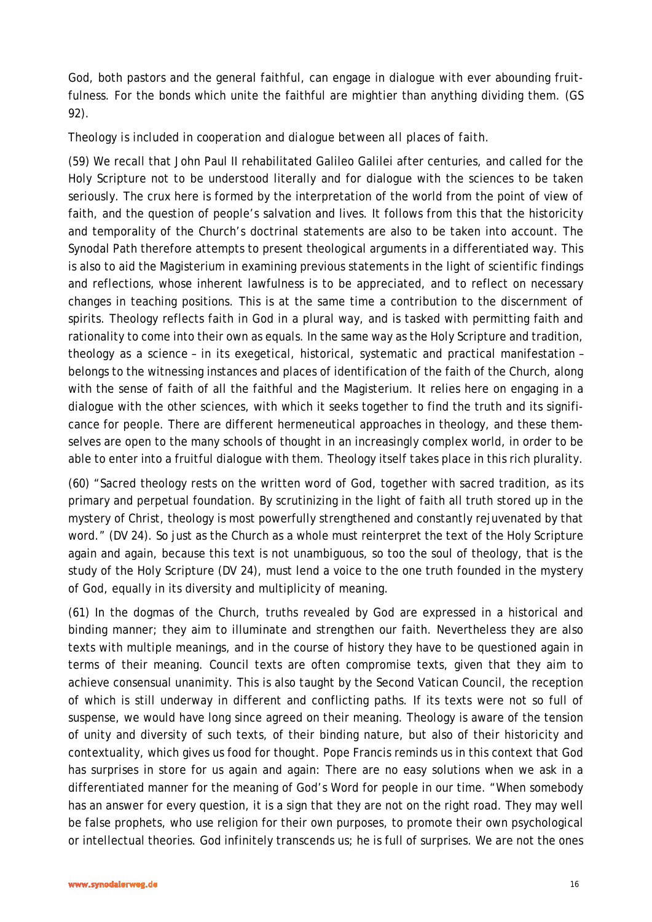God, both pastors and the general faithful, can engage in dialogue with ever abounding fruitfulness. For the bonds which unite the faithful are mightier than anything dividing them. (GS 92).

*Theology is included in cooperation and dialogue between all places of faith.*

(59) We recall that John Paul II rehabilitated Galileo Galilei after centuries, and called for the Holy Scripture not to be understood literally and for dialogue with the sciences to be taken seriously. The crux here is formed by the interpretation of the world from the point of view of faith, and the question of people's salvation and lives. It follows from this that the historicity and temporality of the Church's doctrinal statements are also to be taken into account. The Synodal Path therefore attempts to present theological arguments in a differentiated way. This is also to aid the Magisterium in examining previous statements in the light of scientific findings and reflections, whose inherent lawfulness is to be appreciated, and to reflect on necessary changes in teaching positions. This is at the same time a contribution to the discernment of spirits. Theology reflects faith in God in a plural way, and is tasked with permitting faith and rationality to come into their own as equals. In the same way as the Holy Scripture and tradition, theology as a science – in its exegetical, historical, systematic and practical manifestation – belongs to the witnessing instances and places of identification of the faith of the Church, along with the sense of faith of all the faithful and the Magisterium. It relies here on engaging in a dialogue with the other sciences, with which it seeks together to find the truth and its significance for people. There are different hermeneutical approaches in theology, and these themselves are open to the many schools of thought in an increasingly complex world, in order to be able to enter into a fruitful dialogue with them. Theology itself takes place in this rich plurality.

(60) "Sacred theology rests on the written word of God, together with sacred tradition, as its primary and perpetual foundation. By scrutinizing in the light of faith all truth stored up in the mystery of Christ, theology is most powerfully strengthened and constantly rejuvenated by that word." (DV 24). So just as the Church as a whole must reinterpret the text of the Holy Scripture again and again, because this text is not unambiguous, so too the soul of theology, that is the study of the Holy Scripture (DV 24), must lend a voice to the one truth founded in the mystery of God, equally in its diversity and multiplicity of meaning.

(61) In the dogmas of the Church, truths revealed by God are expressed in a historical and binding manner; they aim to illuminate and strengthen our faith. Nevertheless they are also texts with multiple meanings, and in the course of history they have to be questioned again in terms of their meaning. Council texts are often compromise texts, given that they aim to achieve consensual unanimity. This is also taught by the Second Vatican Council, the reception of which is still underway in different and conflicting paths. If its texts were not so full of suspense, we would have long since agreed on their meaning. Theology is aware of the tension of unity and diversity of such texts, of their binding nature, but also of their historicity and contextuality, which gives us food for thought. Pope Francis reminds us in this context that God has surprises in store for us again and again: There are no easy solutions when we ask in a differentiated manner for the meaning of God's Word for people in our time. "When somebody has an answer for every question, it is a sign that they are not on the right road. They may well be false prophets, who use religion for their own purposes, to promote their own psychological or intellectual theories. God infinitely transcends us; he is full of surprises. We are not the ones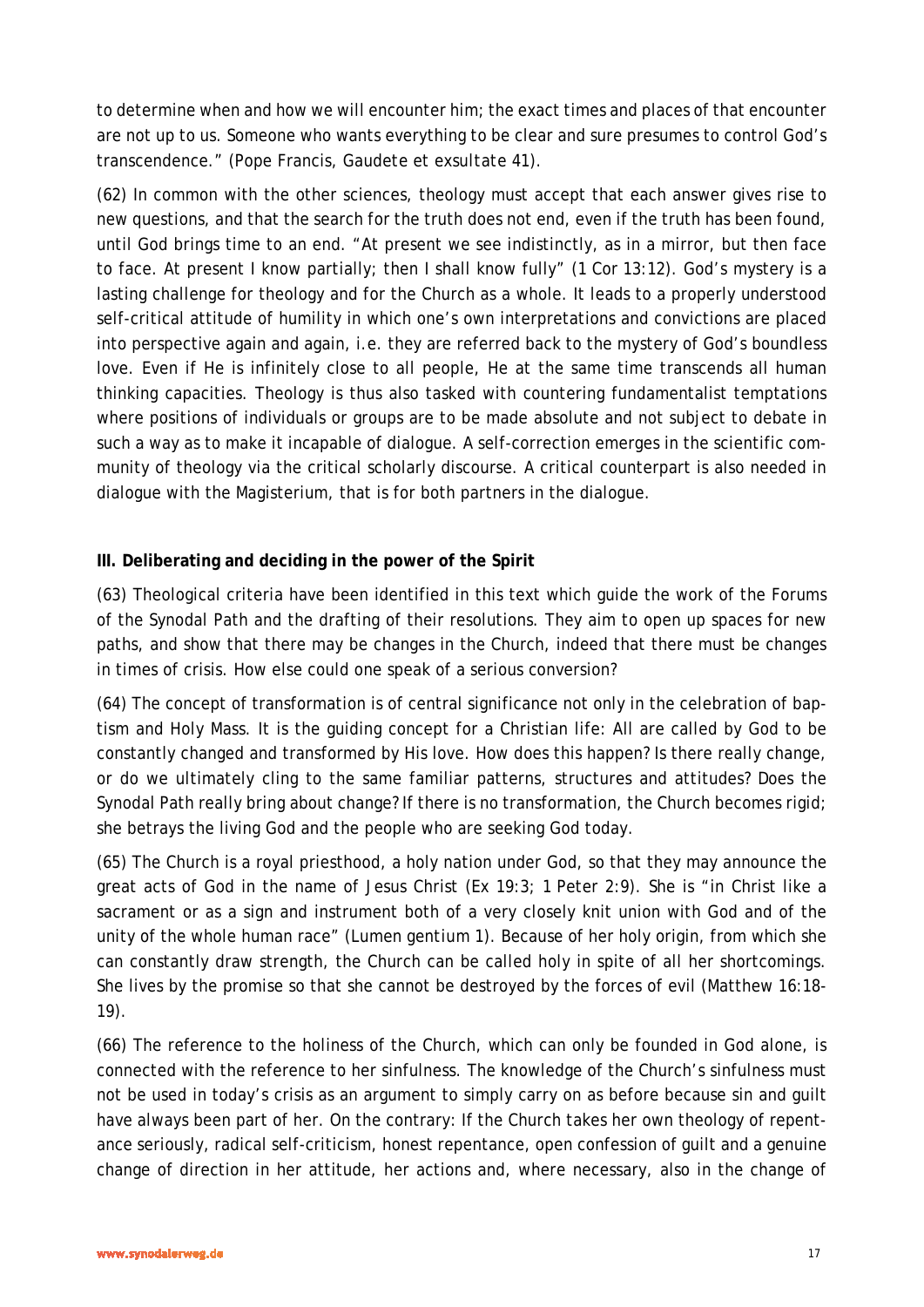to determine when and how we will encounter him; the exact times and places of that encounter are not up to us. Someone who wants everything to be clear and sure presumes to control God's transcendence." (Pope Francis, *Gaudete et exsultate* 41).

(62) In common with the other sciences, theology must accept that each answer gives rise to new questions, and that the search for the truth does not end, even if the truth has been found, until God brings time to an end. "At present we see indistinctly, as in a mirror, but then face to face. At present I know partially; then I shall know fully" (1 Cor 13:12). God's mystery is a lasting challenge for theology and for the Church as a whole. It leads to a properly understood self-critical attitude of humility in which one's own interpretations and convictions are placed into perspective again and again, i.e. they are referred back to the mystery of God's boundless love. Even if He is infinitely close to all people, He at the same time transcends all human thinking capacities. Theology is thus also tasked with countering fundamentalist temptations where positions of individuals or groups are to be made absolute and not subject to debate in such a way as to make it incapable of dialogue. A self-correction emerges in the scientific community of theology via the critical scholarly discourse. A critical counterpart is also needed in dialogue with the Magisterium, that is for both partners in the dialogue.

**III. Deliberating and deciding in the power of the Spirit**

(63) Theological criteria have been identified in this text which guide the work of the Forums of the Synodal Path and the drafting of their resolutions. They aim to open up spaces for new paths, and show that there may be changes in the Church, indeed that there must be changes in times of crisis. How else could one speak of a serious conversion?

(64) The concept of transformation is of central significance not only in the celebration of baptism and Holy Mass. It is the guiding concept for a Christian life: All are called by God to be constantly changed and transformed by His love. How does this happen? Is there really change, or do we ultimately cling to the same familiar patterns, structures and attitudes? Does the Synodal Path really bring about change? If there is no transformation, the Church becomes rigid; she betrays the living God and the people who are seeking God today.

(65) The Church is a royal priesthood, a holy nation under God, so that they may announce the great acts of God in the name of Jesus Christ (Ex 19:3; 1 Peter 2:9). She is "in Christ like a sacrament or as a sign and instrument both of a very closely knit union with God and of the unity of the whole human race" (*Lumen gentium* 1). Because of her holy origin, from which she can constantly draw strength, the Church can be called holy in spite of all her shortcomings. She lives by the promise so that she cannot be destroyed by the forces of evil (Matthew 16:18-19).

(66) The reference to the holiness of the Church, which can only be founded in God alone, is connected with the reference to her sinfulness. The knowledge of the Church's sinfulness must not be used in today's crisis as an argument to simply carry on as before because sin and guilt have always been part of her. On the contrary: If the Church takes her own theology of repentance seriously, radical self-criticism, honest repentance, open confession of guilt and a genuine change of direction in her attitude, her actions and, where necessary, also in the change of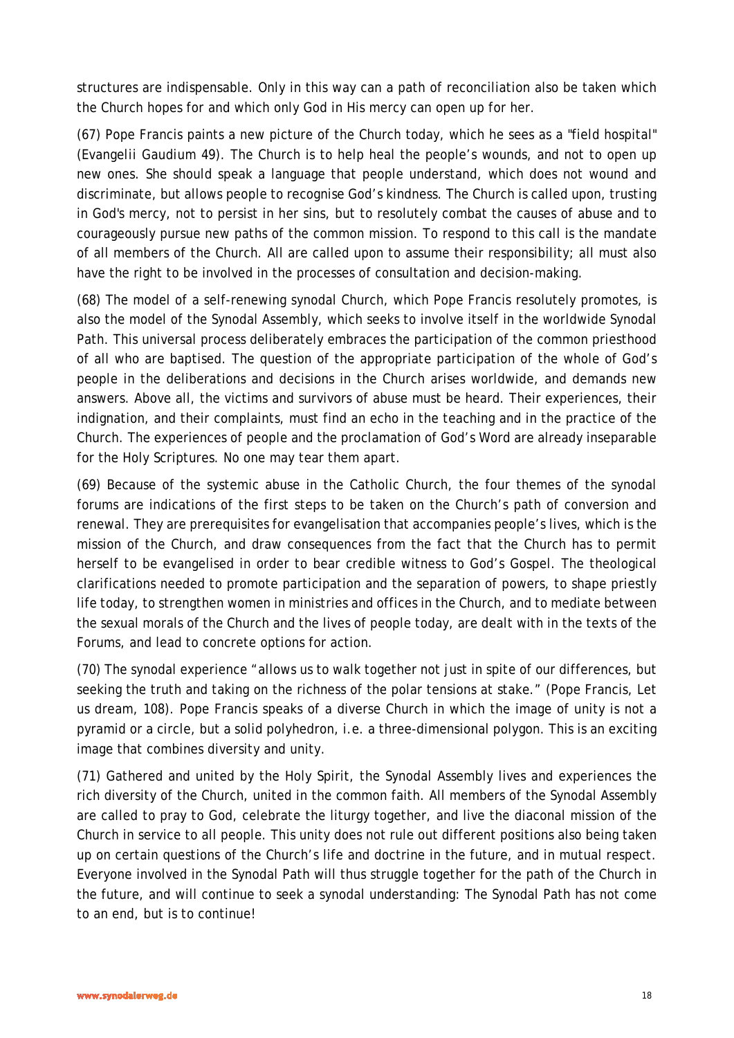structures are indispensable. Only in this way can a path of reconciliation also be taken which the Church hopes for and which only God in His mercy can open up for her.

(67) Pope Francis paints a new picture of the Church today, which he sees as a "field hospital" (Evangelii Gaudium 49). The Church is to help heal the people's wounds, and not to open up new ones. She should speak a language that people understand, which does not wound and discriminate, but allows people to recognise God's kindness. The Church is called upon, trusting in God's mercy, not to persist in her sins, but to resolutely combat the causes of abuse and to courageously pursue new paths of the common mission. To respond to this call is the mandate of all members of the Church. All are called upon to assume their responsibility; all must also have the right to be involved in the processes of consultation and decision-making.

(68) The model of a self-renewing synodal Church, which Pope Francis resolutely promotes, is also the model of the Synodal Assembly, which seeks to involve itself in the worldwide Synodal Path. This universal process deliberately embraces the participation of the common priesthood of all who are baptised. The question of the appropriate participation of the whole of God's people in the deliberations and decisions in the Church arises worldwide, and demands new answers. Above all, the victims and survivors of abuse must be heard. Their experiences, their indignation, and their complaints, must find an echo in the teaching and in the practice of the Church. The experiences of people and the proclamation of God's Word are already inseparable for the Holy Scriptures. No one may tear them apart.

(69) Because of the systemic abuse in the Catholic Church, the four themes of the synodal forums are indications of the first steps to be taken on the Church's path of conversion and renewal. They are prerequisites for evangelisation that accompanies people's lives, which is the mission of the Church, and draw consequences from the fact that the Church has to permit herself to be evangelised in order to bear credible witness to God's Gospel. The theological clarifications needed to promote participation and the separation of powers, to shape priestly life today, to strengthen women in ministries and offices in the Church, and to mediate between the sexual morals of the Church and the lives of people today, are dealt with in the texts of the Forums, and lead to concrete options for action.

(70) The synodal experience "allows us to walk together not just in spite of our differences, but seeking the truth and taking on the richness of the polar tensions at stake." (Pope Francis, Let us dream, 108). Pope Francis speaks of a diverse Church in which the image of unity is not a pyramid or a circle, but a solid polyhedron, i.e. a three-dimensional polygon. This is an exciting image that combines diversity and unity.

(71) Gathered and united by the Holy Spirit, the Synodal Assembly lives and experiences the rich diversity of the Church, united in the common faith. All members of the Synodal Assembly are called to pray to God, celebrate the liturgy together, and live the diaconal mission of the Church in service to all people. This unity does not rule out different positions also being taken up on certain questions of the Church's life and doctrine in the future, and in mutual respect. Everyone involved in the Synodal Path will thus struggle together for the path of the Church in the future, and will continue to seek a synodal understanding: The Synodal Path has not come to an end, but is to continue!